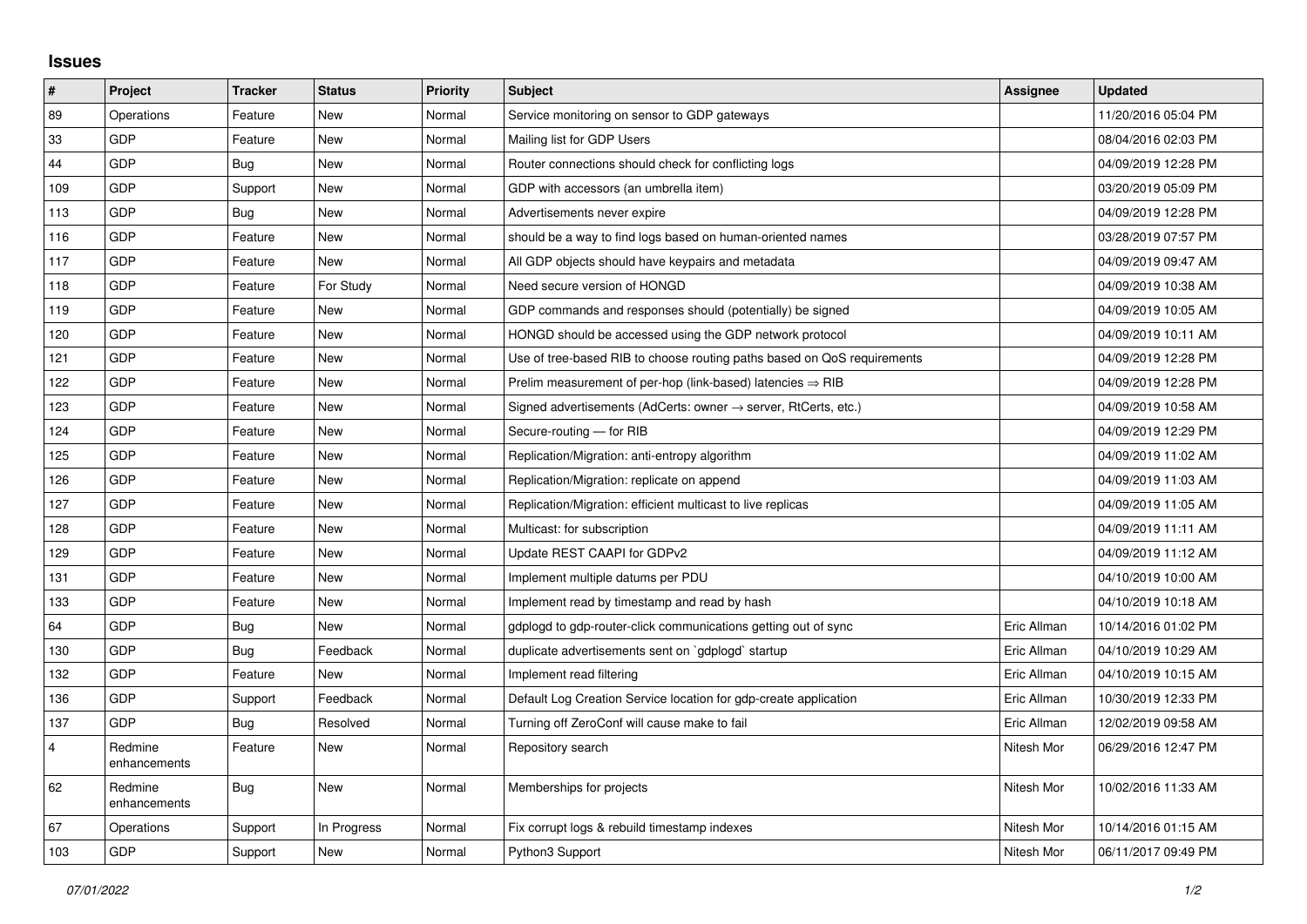## Issues

| # | Project | Tracker | Status | Priority | Subject | Assignee | Updated |
|---|---|---|---|---|---|---|---|
| 89 | Operations | Feature | New | Normal | Service monitoring on sensor to GDP gateways | | 11/20/2016 05:04 PM |
| 33 | GDP | Feature | New | Normal | Mailing list for GDP Users | | 08/04/2016 02:03 PM |
| 44 | GDP | Bug | New | Normal | Router connections should check for conflicting logs | | 04/09/2019 12:28 PM |
| 109 | GDP | Support | New | Normal | GDP with accessors (an umbrella item) | | 03/20/2019 05:09 PM |
| 113 | GDP | Bug | New | Normal | Advertisements never expire | | 04/09/2019 12:28 PM |
| 116 | GDP | Feature | New | Normal | should be a way to find logs based on human-oriented names | | 03/28/2019 07:57 PM |
| 117 | GDP | Feature | New | Normal | All GDP objects should have keypairs and metadata | | 04/09/2019 09:47 AM |
| 118 | GDP | Feature | For Study | Normal | Need secure version of HONGD | | 04/09/2019 10:38 AM |
| 119 | GDP | Feature | New | Normal | GDP commands and responses should (potentially) be signed | | 04/09/2019 10:05 AM |
| 120 | GDP | Feature | New | Normal | HONGD should be accessed using the GDP network protocol | | 04/09/2019 10:11 AM |
| 121 | GDP | Feature | New | Normal | Use of tree-based RIB to choose routing paths based on QoS requirements | | 04/09/2019 12:28 PM |
| 122 | GDP | Feature | New | Normal | Prelim measurement of per-hop (link-based) latencies ⇒ RIB | | 04/09/2019 12:28 PM |
| 123 | GDP | Feature | New | Normal | Signed advertisements (AdCerts: owner → server, RtCerts, etc.) | | 04/09/2019 10:58 AM |
| 124 | GDP | Feature | New | Normal | Secure-routing — for RIB | | 04/09/2019 12:29 PM |
| 125 | GDP | Feature | New | Normal | Replication/Migration: anti-entropy algorithm | | 04/09/2019 11:02 AM |
| 126 | GDP | Feature | New | Normal | Replication/Migration: replicate on append | | 04/09/2019 11:03 AM |
| 127 | GDP | Feature | New | Normal | Replication/Migration: efficient multicast to live replicas | | 04/09/2019 11:05 AM |
| 128 | GDP | Feature | New | Normal | Multicast: for subscription | | 04/09/2019 11:11 AM |
| 129 | GDP | Feature | New | Normal | Update REST CAAPI for GDPv2 | | 04/09/2019 11:12 AM |
| 131 | GDP | Feature | New | Normal | Implement multiple datums per PDU | | 04/10/2019 10:00 AM |
| 133 | GDP | Feature | New | Normal | Implement read by timestamp and read by hash | | 04/10/2019 10:18 AM |
| 64 | GDP | Bug | New | Normal | gdplogd to gdp-router-click communications getting out of sync | Eric Allman | 10/14/2016 01:02 PM |
| 130 | GDP | Bug | Feedback | Normal | duplicate advertisements sent on `gdplogd` startup | Eric Allman | 04/10/2019 10:29 AM |
| 132 | GDP | Feature | New | Normal | Implement read filtering | Eric Allman | 04/10/2019 10:15 AM |
| 136 | GDP | Support | Feedback | Normal | Default Log Creation Service location for gdp-create application | Eric Allman | 10/30/2019 12:33 PM |
| 137 | GDP | Bug | Resolved | Normal | Turning off ZeroConf will cause make to fail | Eric Allman | 12/02/2019 09:58 AM |
| 4 | Redmine enhancements | Feature | New | Normal | Repository search | Nitesh Mor | 06/29/2016 12:47 PM |
| 62 | Redmine enhancements | Bug | New | Normal | Memberships for projects | Nitesh Mor | 10/02/2016 11:33 AM |
| 67 | Operations | Support | In Progress | Normal | Fix corrupt logs & rebuild timestamp indexes | Nitesh Mor | 10/14/2016 01:15 AM |
| 103 | GDP | Support | New | Normal | Python3 Support | Nitesh Mor | 06/11/2017 09:49 PM |

*07/01/2022*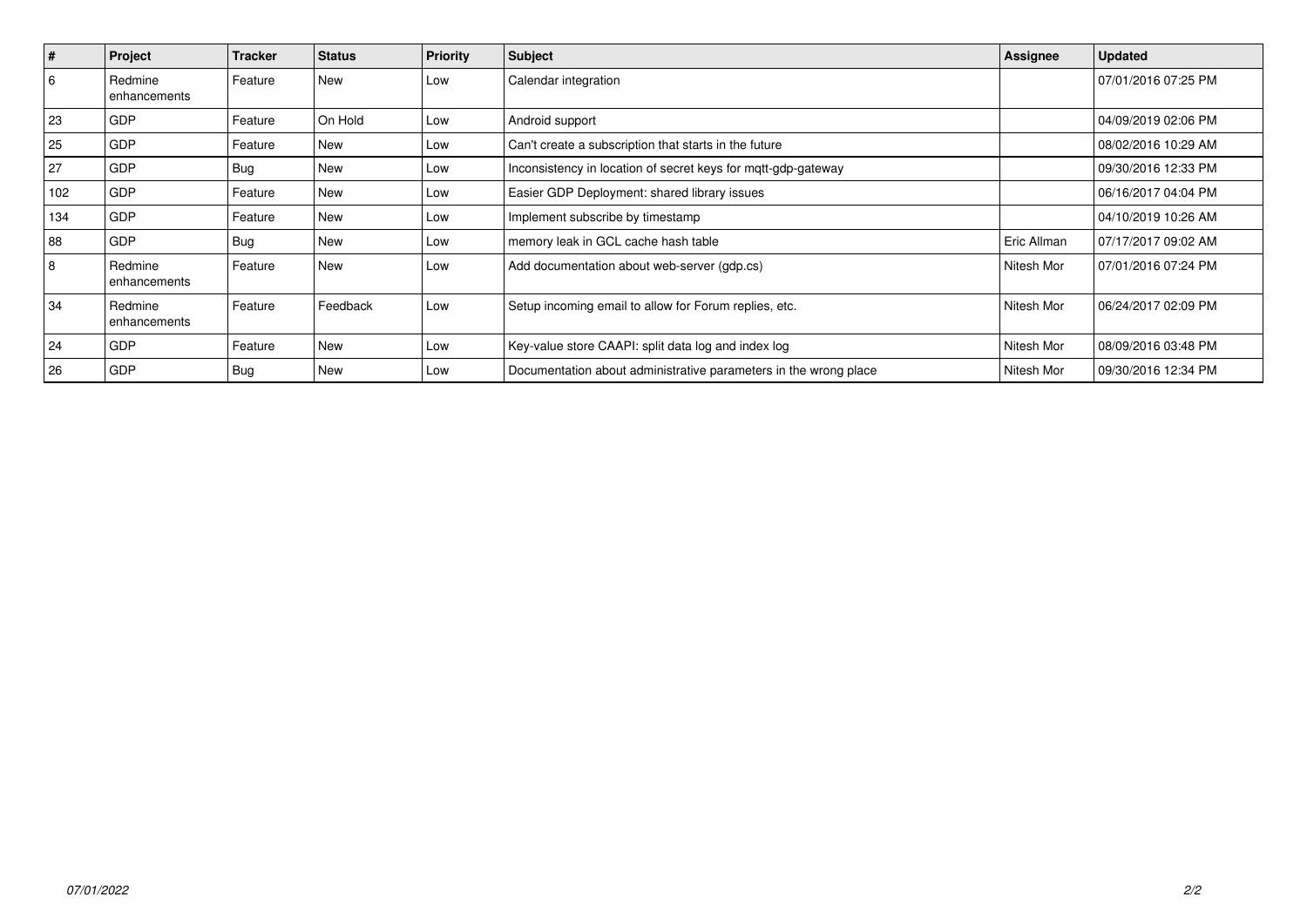| # | Project | Tracker | Status | Priority | Subject | Assignee | Updated |
| --- | --- | --- | --- | --- | --- | --- | --- |
| 6 | Redmine enhancements | Feature | New | Low | Calendar integration | | 07/01/2016 07:25 PM |
| 23 | GDP | Feature | On Hold | Low | Android support | | 04/09/2019 02:06 PM |
| 25 | GDP | Feature | New | Low | Can't create a subscription that starts in the future | | 08/02/2016 10:29 AM |
| 27 | GDP | Bug | New | Low | Inconsistency in location of secret keys for mqtt-gdp-gateway | | 09/30/2016 12:33 PM |
| 102 | GDP | Feature | New | Low | Easier GDP Deployment: shared library issues | | 06/16/2017 04:04 PM |
| 134 | GDP | Feature | New | Low | Implement subscribe by timestamp | | 04/10/2019 10:26 AM |
| 88 | GDP | Bug | New | Low | memory leak in GCL cache hash table | Eric Allman | 07/17/2017 09:02 AM |
| 8 | Redmine enhancements | Feature | New | Low | Add documentation about web-server (gdp.cs) | Nitesh Mor | 07/01/2016 07:24 PM |
| 34 | Redmine enhancements | Feature | Feedback | Low | Setup incoming email to allow for Forum replies, etc. | Nitesh Mor | 06/24/2017 02:09 PM |
| 24 | GDP | Feature | New | Low | Key-value store CAAPI: split data log and index log | Nitesh Mor | 08/09/2016 03:48 PM |
| 26 | GDP | Bug | New | Low | Documentation about administrative parameters in the wrong place | Nitesh Mor | 09/30/2016 12:34 PM |